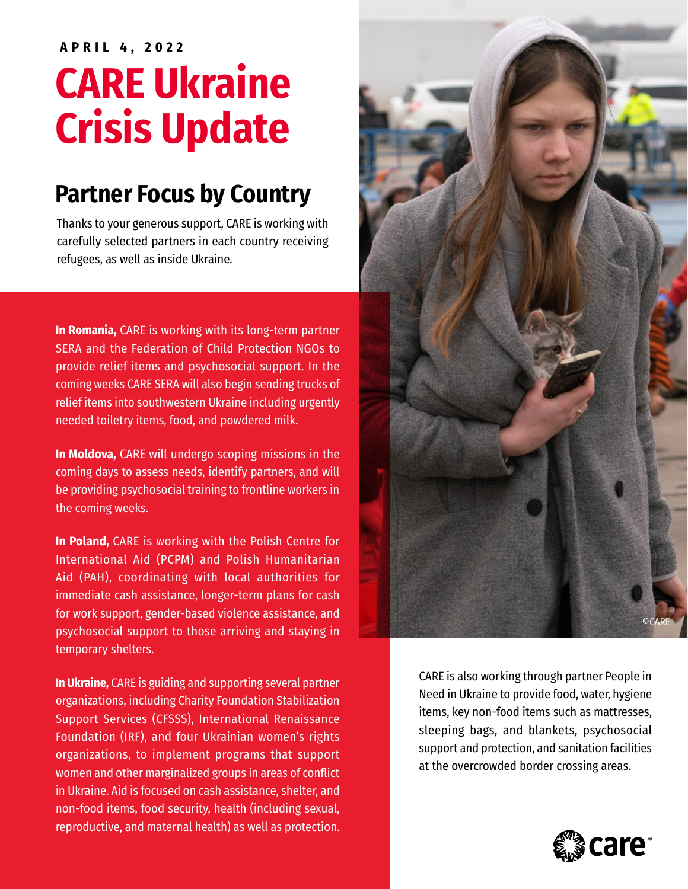APRIL 4, 2022

# CARE Ukraine Crisis Update

## Partner Focus by Country

Thanks to your generous support, CARE is working with carefully selected partners in each country receiving refugees, as well as inside Ukraine.

**In Romania,** CARE is working with its long-term partner SERA and the Federation of Child Protection NGOs to provide relief items and psychosocial support. In the coming weeks CARE SERA will also begin sending trucks of relief items into southwestern Ukraine including urgently needed toiletry items, food, and powdered milk.

**In Moldova,** CARE will undergo scoping missions in the coming days to assess needs, identify partners, and will be providing psychosocial training to frontline workers in the coming weeks.

**In Poland,** CARE is working with the Polish Centre for International Aid (PCPM) and Polish Humanitarian Aid (PAH), coordinating with local authorities for immediate cash assistance, longer-term plans for cash for work support, gender-based violence assistance, and psychosocial support to those arriving and staying in temporary shelters.

**In Ukraine,** CARE is guiding and supporting several partner organizations, including Charity Foundation Stabilization Support Services (CFSSS), International Renaissance Foundation (IRF), and four Ukrainian women's rights organizations, to implement programs that support women and other marginalized groups in areas of conflict in Ukraine. Aid is focused on cash assistance, shelter, and non-food items, food security, health (including sexual, reproductive, and maternal health) as well as protection.

©CARE

CARE is also working through partner People in Need in Ukraine to provide food, water, hygiene items, key non-food items such as mattresses, sleeping bags, and blankets, psychosocial support and protection, and sanitation facilities at the overcrowded border crossing areas.

care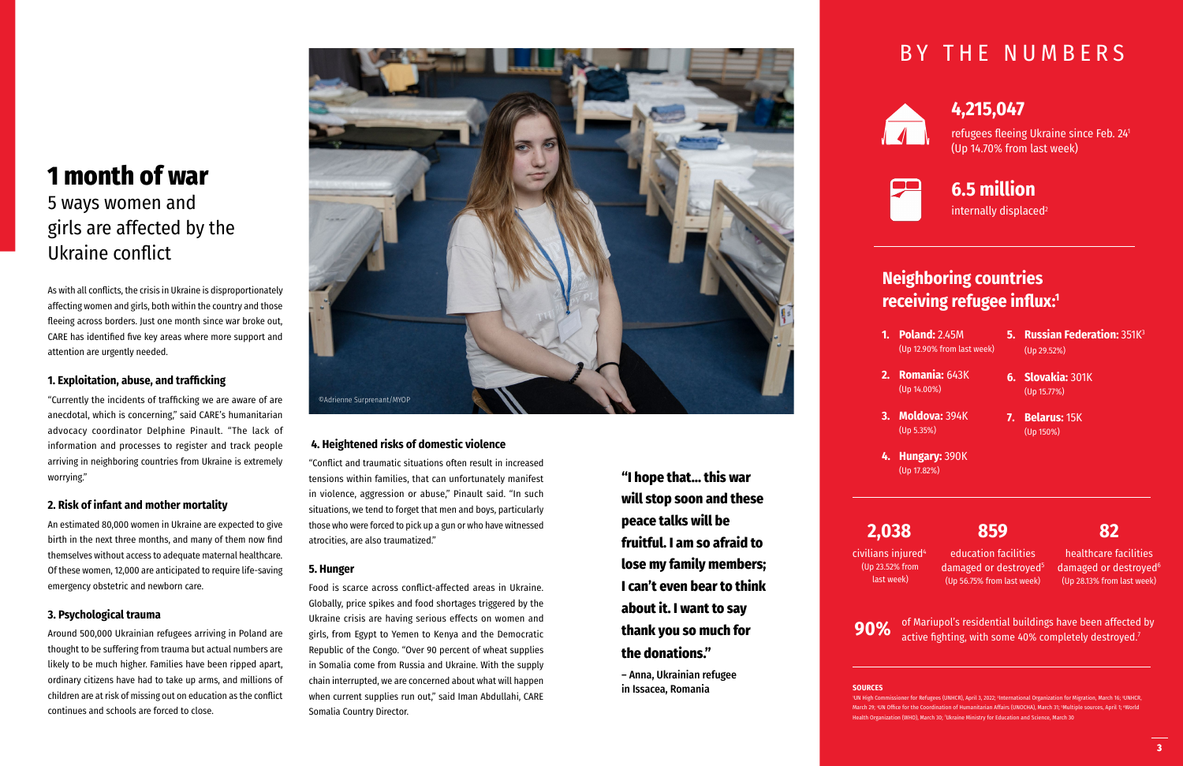# 1 month of war

## 5 ways women and girls are affected by the Ukraine conflict

As with all conflicts, the crisis in Ukraine is disproportionately affecting women and girls, both within the country and those fleeing across borders. Just one month since war broke out, CARE has identified five key areas where more support and attention are urgently needed.

### 1. Exploitation, abuse, and trafficking

"Currently the incidents of trafficking we are aware of are anecdotal, which is concerning," said CARE's humanitarian advocacy coordinator Delphine Pinault. "The lack of information and processes to register and track people arriving in neighboring countries from Ukraine is extremely worrying."

### 2. Risk of infant and mother mortality

An estimated 80,000 women in Ukraine are expected to give birth in the next three months, and many of them now find themselves without access to adequate maternal healthcare. Of these women, 12,000 are anticipated to require life-saving emergency obstetric and newborn care.

### 3. Psychological trauma

Around 500,000 Ukrainian refugees arriving in Poland are thought to be suffering from trauma but actual numbers are likely to be much higher. Families have been ripped apart, ordinary citizens have had to take up arms, and millions of children are at risk of missing out on education as the conflict continues and schools are forced to close.

©Adrienne Surprenant/MYOP

### 4. Heightened risks of domestic violence

"Conflict and traumatic situations often result in increased tensions within families, that can unfortunately manifest in violence, aggression or abuse," Pinault said. "In such situations, we tend to forget that men and boys, particularly those who were forced to pick up a gun or who have witnessed atrocities, are also traumatized."

### 5. Hunger

Food is scarce across conflict-affected areas in Ukraine. Globally, price spikes and food shortages triggered by the Ukraine crisis are having serious effects on women and girls, from Egypt to Yemen to Kenya and the Democratic Republic of the Congo. "Over 90 percent of wheat supplies in Somalia come from Russia and Ukraine. With the supply chain interrupted, we are concerned about what will happen when current supplies run out," said Iman Abdullahi, CARE Somalia Country Director.

**"I hope that... this war will stop soon and these peace talks will be fruitful. I am so afraid to lose my family members; I can't even bear to think about it. I want to say thank you so much for the donations."**

**– Anna, Ukrainian refugee in Issacea, Romania**

# BY THE NUMBERS

**4,215,047**
refugees fleeing Ukraine since Feb. 24[1] (Up 14.70% from last week)

**6.5 million**
internally displaced[2]

## Neighboring countries receiving refugee influx:[1]

1. **Poland:** 2.45M (Up 12.90% from last week)
2. **Romania:** 643K (Up 14.00%)
3. **Moldova:** 394K (Up 5.35%)
4. **Hungary:** 390K (Up 17.82%)
5. **Russian Federation:** 351K[3] (Up 29.52%)
6. **Slovakia:** 301K (Up 15.77%)
7. **Belarus:** 15K (Up 150%)

**2,038**
civilians injured[4] (Up 23.52% from last week)

**859**
education facilities damaged or destroyed[5] (Up 56.75% from last week)

**82**
healthcare facilities damaged or destroyed[6] (Up 28.13% from last week)

**90%** of Mariupol's residential buildings have been affected by active fighting, with some 40% completely destroyed.[7]

**SOURCES**

[1]UN High Commissioner for Refugees (UNHCR), April 3, 2022; [2]International Organization for Migration, March 16; [3]UNHCR, March 29; [4]UN Office for the Coordination of Humanitarian Affairs (UNOCHA), March 31; [5]Multiple sources, April 1; [6]World Health Organization (WHO), March 30; [7]Ukraine Ministry for Education and Science, March 30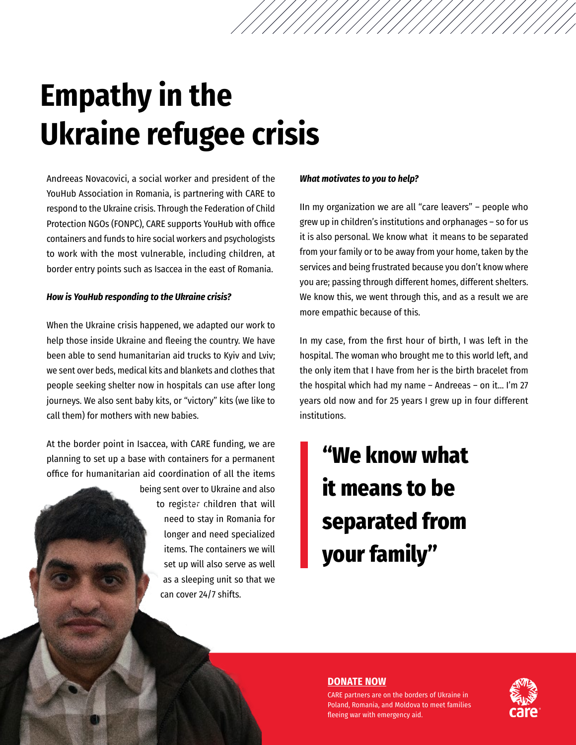# Empathy in the Ukraine refugee crisis

Andreeas Novacovici, a social worker and president of the YouHub Association in Romania, is partnering with CARE to respond to the Ukraine crisis. Through the Federation of Child Protection NGOs (FONPC), CARE supports YouHub with office containers and funds to hire social workers and psychologists to work with the most vulnerable, including children, at border entry points such as Isaccea in the east of Romania.

***How is YouHub responding to the Ukraine crisis?***

When the Ukraine crisis happened, we adapted our work to help those inside Ukraine and fleeing the country. We have been able to send humanitarian aid trucks to Kyiv and Lviv; we sent over beds, medical kits and blankets and clothes that people seeking shelter now in hospitals can use after long journeys. We also sent baby kits, or "victory" kits (we like to call them) for mothers with new babies.

At the border point in Isaccea, with CARE funding, we are planning to set up a base with containers for a permanent office for humanitarian aid coordination of all the items being sent over to Ukraine and also to register children that will need to stay in Romania for longer and need specialized items. The containers we will set up will also serve as well as a sleeping unit so that we can cover 24/7 shifts.

***What motivates to you to help?***

IIn my organization we are all "care leavers" – people who grew up in children's institutions and orphanages – so for us it is also personal. We know what it means to be separated from your family or to be away from your home, taken by the services and being frustrated because you don't know where you are; passing through different homes, different shelters. We know this, we went through this, and as a result we are more empathic because of this.

In my case, from the first hour of birth, I was left in the hospital. The woman who brought me to this world left, and the only item that I have from her is the birth bracelet from the hospital which had my name – Andreeas – on it... I'm 27 years old now and for 25 years I grew up in four different institutions.

> **"We know what it means to be separated from your family"**

**DONATE NOW**

CARE partners are on the borders of Ukraine in Poland, Romania, and Moldova to meet families fleeing war with emergency aid.